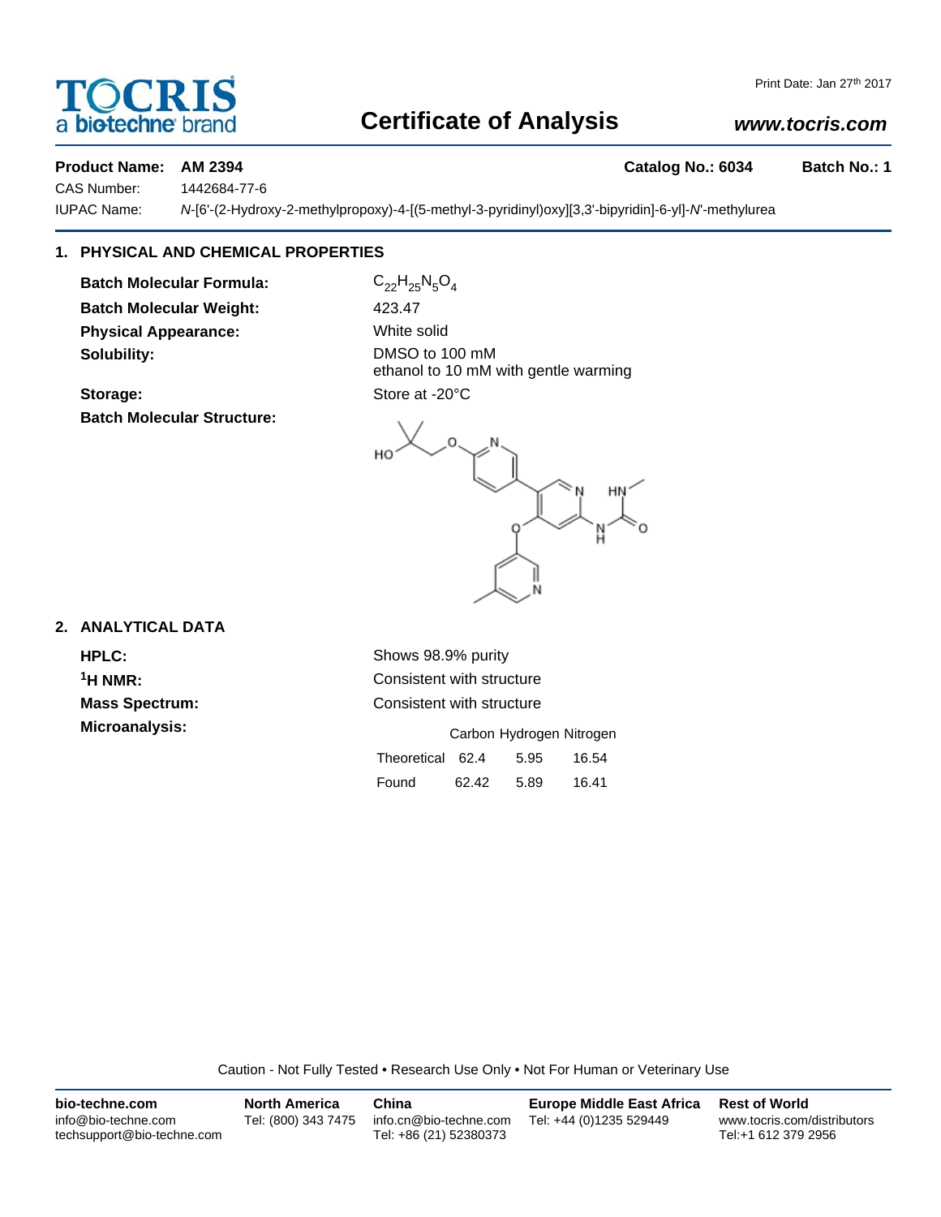# Certificate of Analysis

TOCRIS a biotechne brand

Print Date: Jan 27th 2017

www.tocris.com

**Product Name: AM 2394** **Catalog No.: 6034** **Batch No.: 1**

CAS Number: 1442684-77-6

IUPAC Name: *N*-[6'-(2-Hydroxy-2-methylpropoxy)-4-[(5-methyl-3-pyridinyl)oxy][3,3'-bipyridin]-6-yl]-*N*'-methylurea

## 1. PHYSICAL AND CHEMICAL PROPERTIES

**Batch Molecular Formula:** $C_{22}H_{25}N_5O_4$

**Batch Molecular Weight:** 423.47

**Physical Appearance:** White solid

**Solubility:** DMSO to 100 mM
ethanol to 10 mM with gentle warming

**Storage:** Store at -20°C

**Batch Molecular Structure:**

## 2. ANALYTICAL DATA

**HPLC:** Shows 98.9% purity

**$^{1}$H NMR:** Consistent with structure

**Mass Spectrum:** Consistent with structure

**Microanalysis:**

| | Carbon | Hydrogen | Nitrogen |
|---|---|---|---|
| Theoretical | 62.4 | 5.95 | 16.54 |
| Found | 62.42 | 5.89 | 16.41 |

Caution - Not Fully Tested • Research Use Only • Not For Human or Veterinary Use

**bio-techne.com**
info@bio-techne.com
techsupport@bio-techne.com

**North America**
Tel: (800) 343 7475

**China**
info.cn@bio-techne.com
Tel: +86 (21) 52380373

**Europe Middle East Africa**
Tel: +44 (0)1235 529449

**Rest of World**
www.tocris.com/distributors
Tel:+1 612 379 2956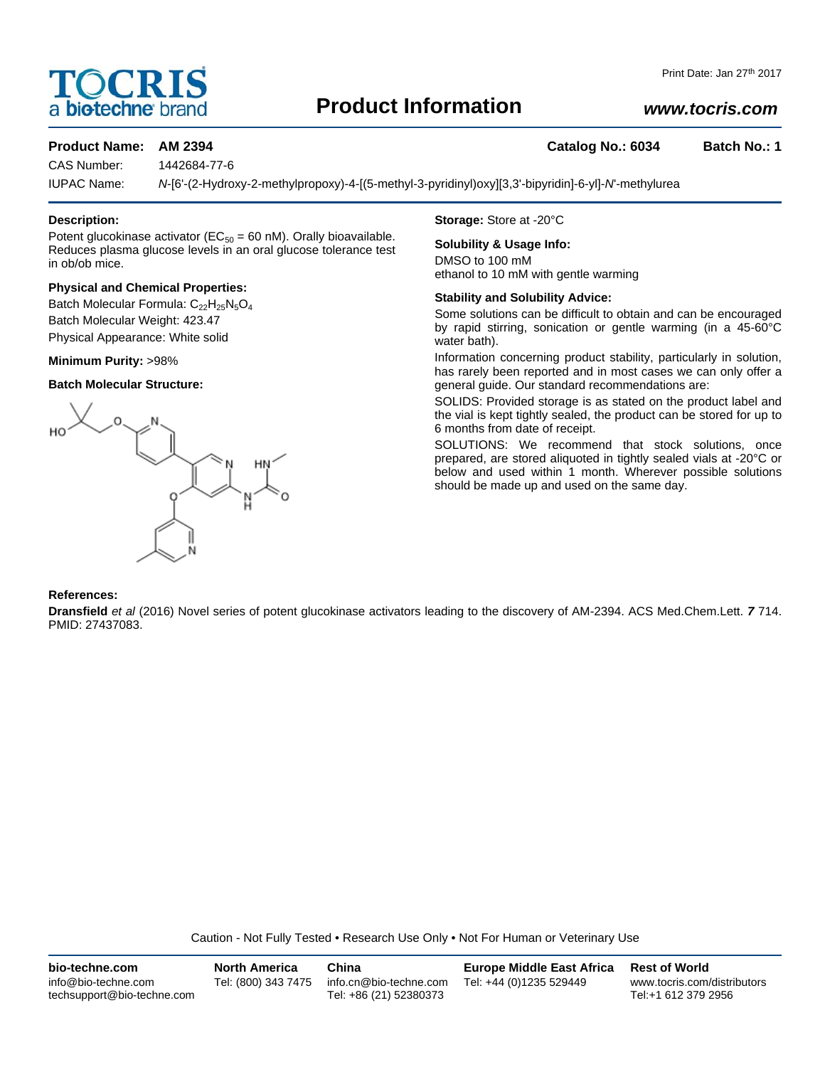# Product Information

Print Date: Jan 27th 2017

www.tocris.com

**Product Name: AM 2394** **Catalog No.: 6034** **Batch No.: 1**

CAS Number: 1442684-77-6

IUPAC Name: *N*-[6'-(2-Hydroxy-2-methylpropoxy)-4-[(5-methyl-3-pyridinyl)oxy][3,3'-bipyridin]-6-yl]-*N*'-methylurea

**Description:**

Potent glucokinase activator ($EC_{50}$ = 60 nM). Orally bioavailable. Reduces plasma glucose levels in an oral glucose tolerance test in ob/ob mice.

**Physical and Chemical Properties:**

Batch Molecular Formula: $C_{22}H_{25}N_5O_4$

Batch Molecular Weight: 423.47

Physical Appearance: White solid

**Minimum Purity:** >98%

**Batch Molecular Structure:**

**Storage:** Store at -20°C

**Solubility & Usage Info:**

DMSO to 100 mM

ethanol to 10 mM with gentle warming

**Stability and Solubility Advice:**

Some solutions can be difficult to obtain and can be encouraged by rapid stirring, sonication or gentle warming (in a 45-60°C water bath).

Information concerning product stability, particularly in solution, has rarely been reported and in most cases we can only offer a general guide. Our standard recommendations are:

SOLIDS: Provided storage is as stated on the product label and the vial is kept tightly sealed, the product can be stored for up to 6 months from date of receipt.

SOLUTIONS: We recommend that stock solutions, once prepared, are stored aliquoted in tightly sealed vials at -20°C or below and used within 1 month. Wherever possible solutions should be made up and used on the same day.

**References:**

**Dransfield** *et al* (2016) Novel series of potent glucokinase activators leading to the discovery of AM-2394. ACS Med.Chem.Lett. ***7*** 714. PMID: 27437083.

Caution - Not Fully Tested • Research Use Only • Not For Human or Veterinary Use

**bio-techne.com**
info@bio-techne.com
techsupport@bio-techne.com

**North America**
Tel: (800) 343 7475

**China**
info.cn@bio-techne.com
Tel: +86 (21) 52380373

**Europe Middle East Africa**
Tel: +44 (0)1235 529449

**Rest of World**
www.tocris.com/distributors
Tel:+1 612 379 2956